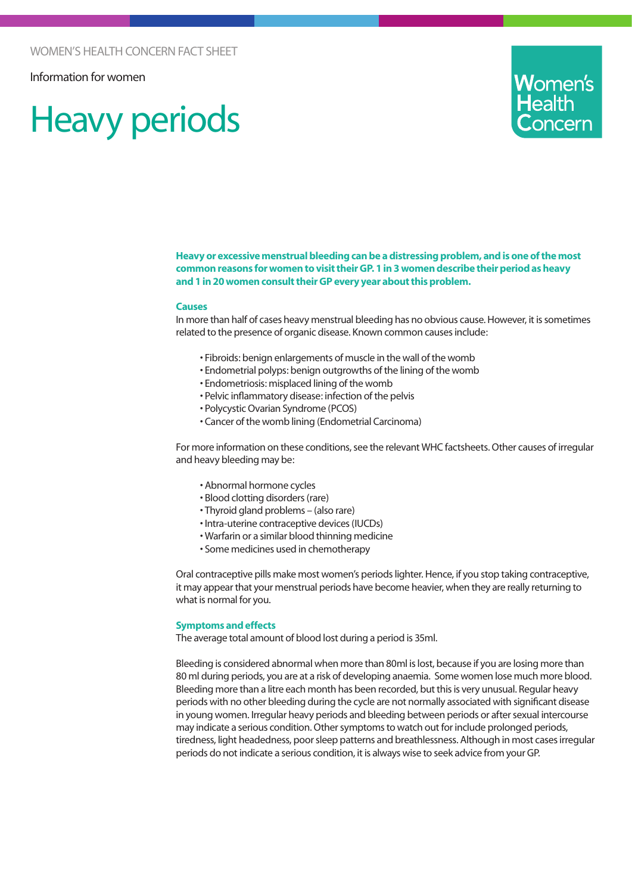WOMEN'S HEALTH CONCERN FACT SHEET

Information for women

# Heavy periods

**Heavy or excessive menstrual bleeding can be a distressing problem, and is one of the most common reasons for women to visit their GP. 1 in 3 women describe their period as heavy and 1 in 20 women consult their GP every year about this problem.**

## Causes

In more than half of cases heavy menstrual bleeding has no obvious cause. However, it is sometimes related to the presence of organic disease. Known common causes include:

- Fibroids: benign enlargements of muscle in the wall of the womb
- Endometrial polyps: benign outgrowths of the lining of the womb
- Endometriosis: misplaced lining of the womb
- Pelvic inflammatory disease: infection of the pelvis
- Polycystic Ovarian Syndrome (PCOS)
- Cancer of the womb lining (Endometrial Carcinoma)

For more information on these conditions, see the relevant WHC factsheets. Other causes of irregular and heavy bleeding may be:

- Abnormal hormone cycles
- Blood clotting disorders (rare)
- Thyroid gland problems – (also rare)
- Intra-uterine contraceptive devices (IUCDs)
- Warfarin or a similar blood thinning medicine
- Some medicines used in chemotherapy

Oral contraceptive pills make most women's periods lighter. Hence, if you stop taking contraceptive, it may appear that your menstrual periods have become heavier, when they are really returning to what is normal for you.

## Symptoms and effects

The average total amount of blood lost during a period is 35ml.

Bleeding is considered abnormal when more than 80ml is lost, because if you are losing more than 80 ml during periods, you are at a risk of developing anaemia. Some women lose much more blood. Bleeding more than a litre each month has been recorded, but this is very unusual. Regular heavy periods with no other bleeding during the cycle are not normally associated with significant disease in young women. Irregular heavy periods and bleeding between periods or after sexual intercourse may indicate a serious condition. Other symptoms to watch out for include prolonged periods, tiredness, light headedness, poor sleep patterns and breathlessness. Although in most cases irregular periods do not indicate a serious condition, it is always wise to seek advice from your GP.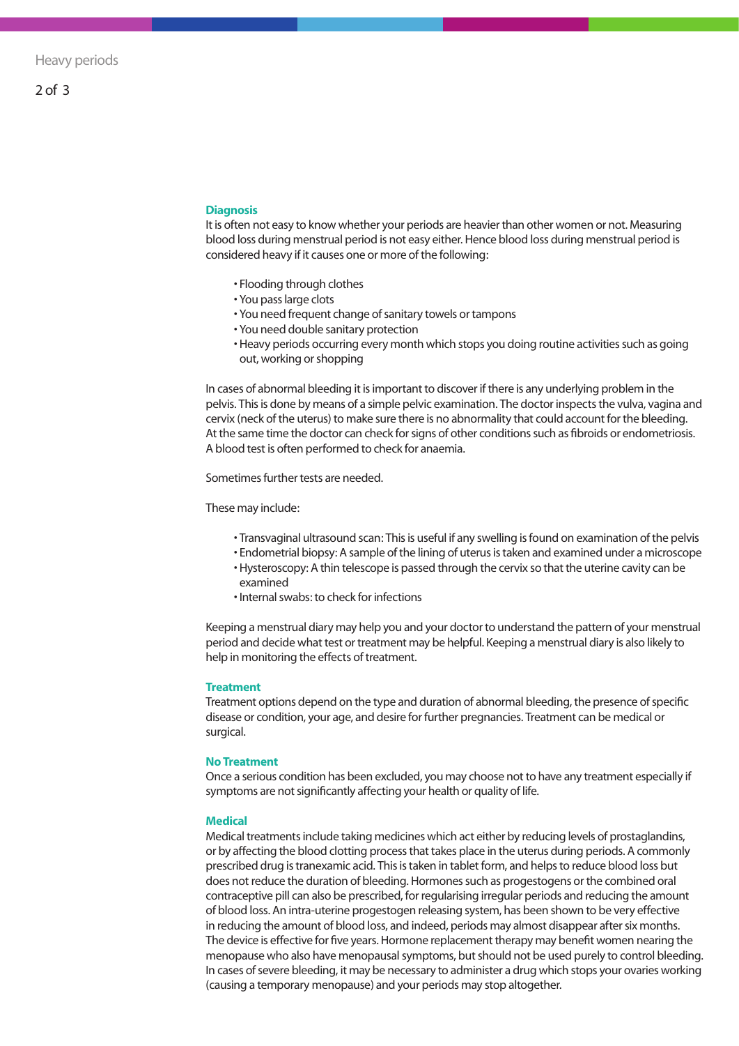## Diagnosis

It is often not easy to know whether your periods are heavier than other women or not. Measuring blood loss during menstrual period is not easy either. Hence blood loss during menstrual period is considered heavy if it causes one or more of the following:

- Flooding through clothes
- You pass large clots
- You need frequent change of sanitary towels or tampons
- You need double sanitary protection
- Heavy periods occurring every month which stops you doing routine activities such as going out, working or shopping

In cases of abnormal bleeding it is important to discover if there is any underlying problem in the pelvis. This is done by means of a simple pelvic examination. The doctor inspects the vulva, vagina and cervix (neck of the uterus) to make sure there is no abnormality that could account for the bleeding. At the same time the doctor can check for signs of other conditions such as fibroids or endometriosis. A blood test is often performed to check for anaemia.

Sometimes further tests are needed.

These may include:

- Transvaginal ultrasound scan: This is useful if any swelling is found on examination of the pelvis
- Endometrial biopsy: A sample of the lining of uterus is taken and examined under a microscope
- Hysteroscopy: A thin telescope is passed through the cervix so that the uterine cavity can be examined
- Internal swabs: to check for infections

Keeping a menstrual diary may help you and your doctor to understand the pattern of your menstrual period and decide what test or treatment may be helpful. Keeping a menstrual diary is also likely to help in monitoring the effects of treatment.

## Treatment

Treatment options depend on the type and duration of abnormal bleeding, the presence of specific disease or condition, your age, and desire for further pregnancies. Treatment can be medical or surgical.

## No Treatment

Once a serious condition has been excluded, you may choose not to have any treatment especially if symptoms are not significantly affecting your health or quality of life.

## Medical

Medical treatments include taking medicines which act either by reducing levels of prostaglandins, or by affecting the blood clotting process that takes place in the uterus during periods. A commonly prescribed drug is tranexamic acid. This is taken in tablet form, and helps to reduce blood loss but does not reduce the duration of bleeding. Hormones such as progestogens or the combined oral contraceptive pill can also be prescribed, for regularising irregular periods and reducing the amount of blood loss. An intra-uterine progestogen releasing system, has been shown to be very effective in reducing the amount of blood loss, and indeed, periods may almost disappear after six months. The device is effective for five years. Hormone replacement therapy may benefit women nearing the menopause who also have menopausal symptoms, but should not be used purely to control bleeding. In cases of severe bleeding, it may be necessary to administer a drug which stops your ovaries working (causing a temporary menopause) and your periods may stop altogether.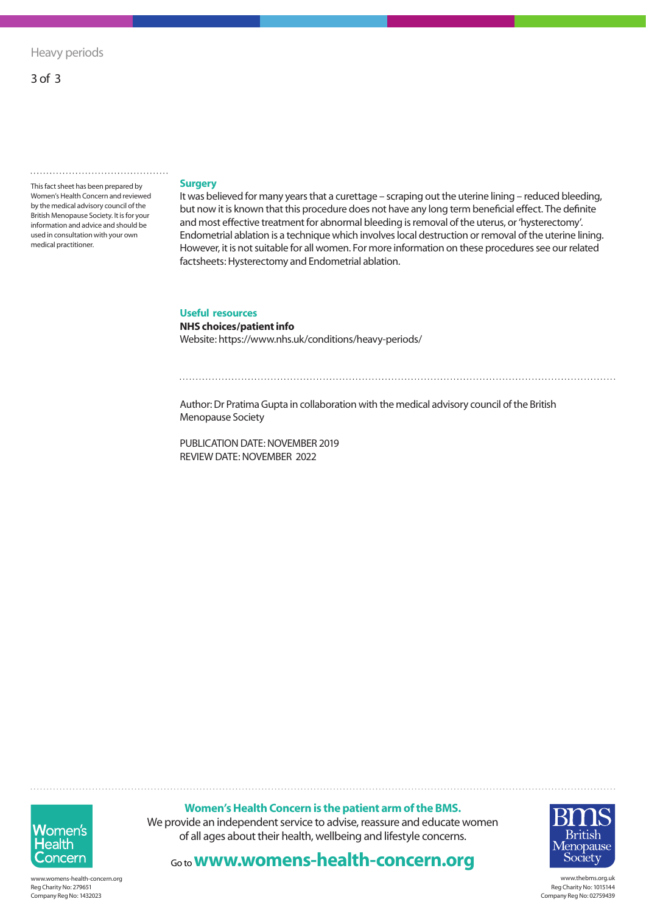This fact sheet has been prepared by Women's Health Concern and reviewed by the medical advisory council of the British Menopause Society. It is for your information and advice and should be used in consultation with your own medical practitioner.

## Surgery

It was believed for many years that a curettage – scraping out the uterine lining – reduced bleeding, but now it is known that this procedure does not have any long term beneficial effect. The definite and most effective treatment for abnormal bleeding is removal of the uterus, or 'hysterectomy'. Endometrial ablation is a technique which involves local destruction or removal of the uterine lining. However, it is not suitable for all women. For more information on these procedures see our related factsheets: Hysterectomy and Endometrial ablation.

## Useful resources

**NHS choices/patient info**

Website: https://www.nhs.uk/conditions/heavy-periods/

Author: Dr Pratima Gupta in collaboration with the medical advisory council of the British Menopause Society

PUBLICATION DATE: NOVEMBER 2019
REVIEW DATE: NOVEMBER 2022

**Women's Health Concern is the patient arm of the BMS.**
We provide an independent service to advise, reassure and educate women of all ages about their health, wellbeing and lifestyle concerns.

Go to **www.womens-health-concern.org**

www.womens-health-concern.org
Reg Charity No: 279651
Company Reg No: 1432023

www.thebms.org.uk
Reg Charity No: 1015144
Company Reg No: 02759439